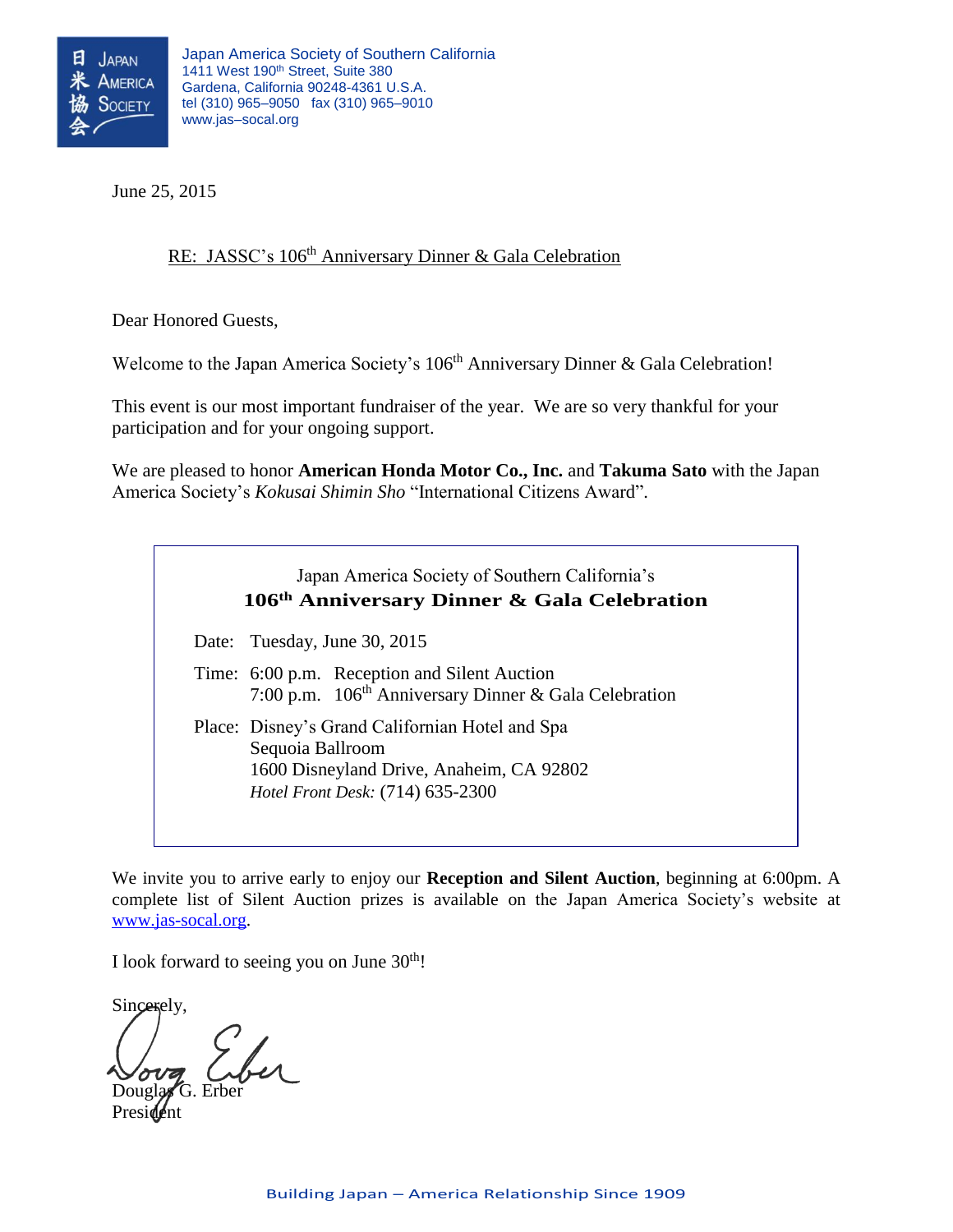日米協会 Japan America Society

Japan America Society of Southern California
1411 West 190th Street, Suite 380
Gardena, California 90248-4361 U.S.A.
tel (310) 965–9050 fax (310) 965–9010
www.jas–socal.org

June 25, 2015

RE: JASSC's 106th Anniversary Dinner & Gala Celebration

Dear Honored Guests,

Welcome to the Japan America Society's 106th Anniversary Dinner & Gala Celebration!

This event is our most important fundraiser of the year. We are so very thankful for your participation and for your ongoing support.

We are pleased to honor **American Honda Motor Co., Inc.** and **Takuma Sato** with the Japan America Society's *Kokusai Shimin Sho* "International Citizens Award".

Japan America Society of Southern California's
**106th Anniversary Dinner & Gala Celebration**

Date: Tuesday, June 30, 2015

Time: 6:00 p.m. Reception and Silent Auction
7:00 p.m. 106th Anniversary Dinner & Gala Celebration

Place: Disney's Grand Californian Hotel and Spa
Sequoia Ballroom
1600 Disneyland Drive, Anaheim, CA 92802
*Hotel Front Desk:* (714) 635-2300

We invite you to arrive early to enjoy our **Reception and Silent Auction**, beginning at 6:00pm. A complete list of Silent Auction prizes is available on the Japan America Society's website at www.jas-socal.org.

I look forward to seeing you on June 30th!

Sincerely,

Douglas G. Erber
President

Building Japan – America Relationship Since 1909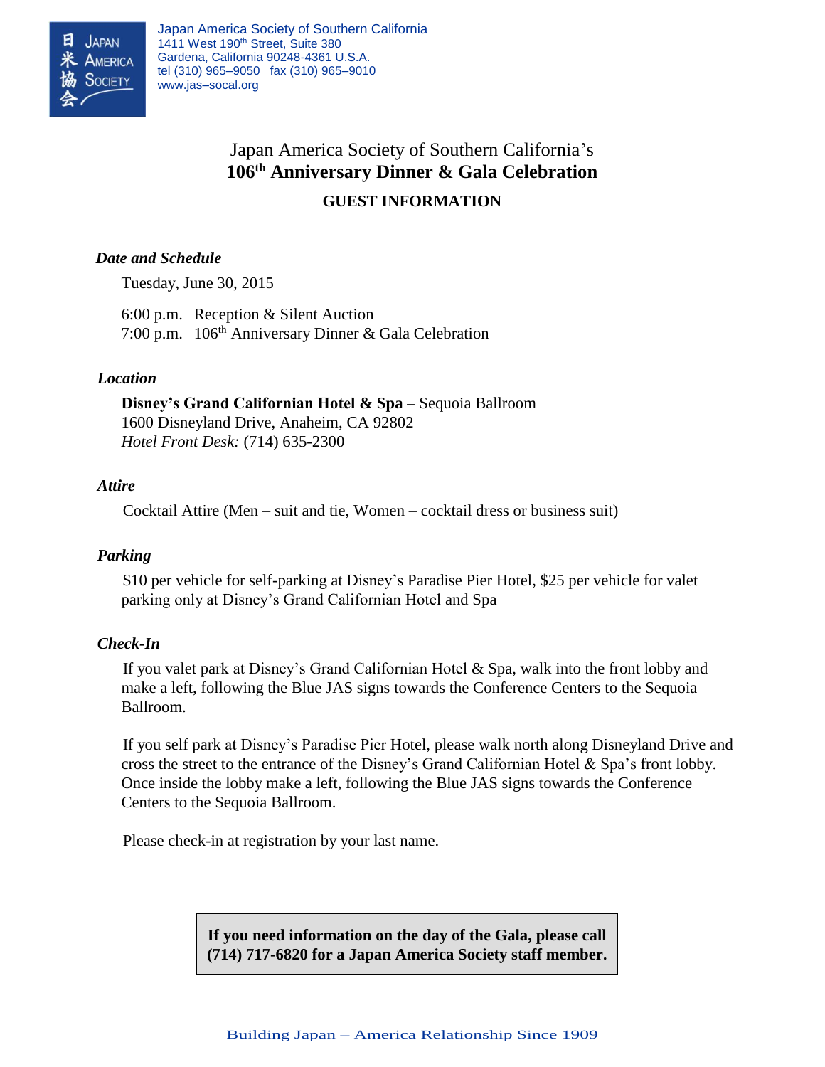Japan America Society of Southern California
1411 West 190th Street, Suite 380
Gardena, California 90248-4361 U.S.A.
tel (310) 965–9050 fax (310) 965–9010
www.jas–socal.org

# Japan America Society of Southern California's
# 106th Anniversary Dinner & Gala Celebration

## GUEST INFORMATION

***Date and Schedule***

Tuesday, June 30, 2015

6:00 p.m. Reception & Silent Auction
7:00 p.m. 106th Anniversary Dinner & Gala Celebration

***Location***

**Disney's Grand Californian Hotel & Spa** – Sequoia Ballroom
1600 Disneyland Drive, Anaheim, CA 92802
*Hotel Front Desk:* (714) 635-2300

***Attire***

Cocktail Attire (Men – suit and tie, Women – cocktail dress or business suit)

***Parking***

$10 per vehicle for self-parking at Disney's Paradise Pier Hotel, $25 per vehicle for valet parking only at Disney's Grand Californian Hotel and Spa

***Check-In***

If you valet park at Disney's Grand Californian Hotel & Spa, walk into the front lobby and make a left, following the Blue JAS signs towards the Conference Centers to the Sequoia Ballroom.

If you self park at Disney's Paradise Pier Hotel, please walk north along Disneyland Drive and cross the street to the entrance of the Disney's Grand Californian Hotel & Spa's front lobby. Once inside the lobby make a left, following the Blue JAS signs towards the Conference Centers to the Sequoia Ballroom.

Please check-in at registration by your last name.

**If you need information on the day of the Gala, please call (714) 717-6820 for a Japan America Society staff member.**

Building Japan – America Relationship Since 1909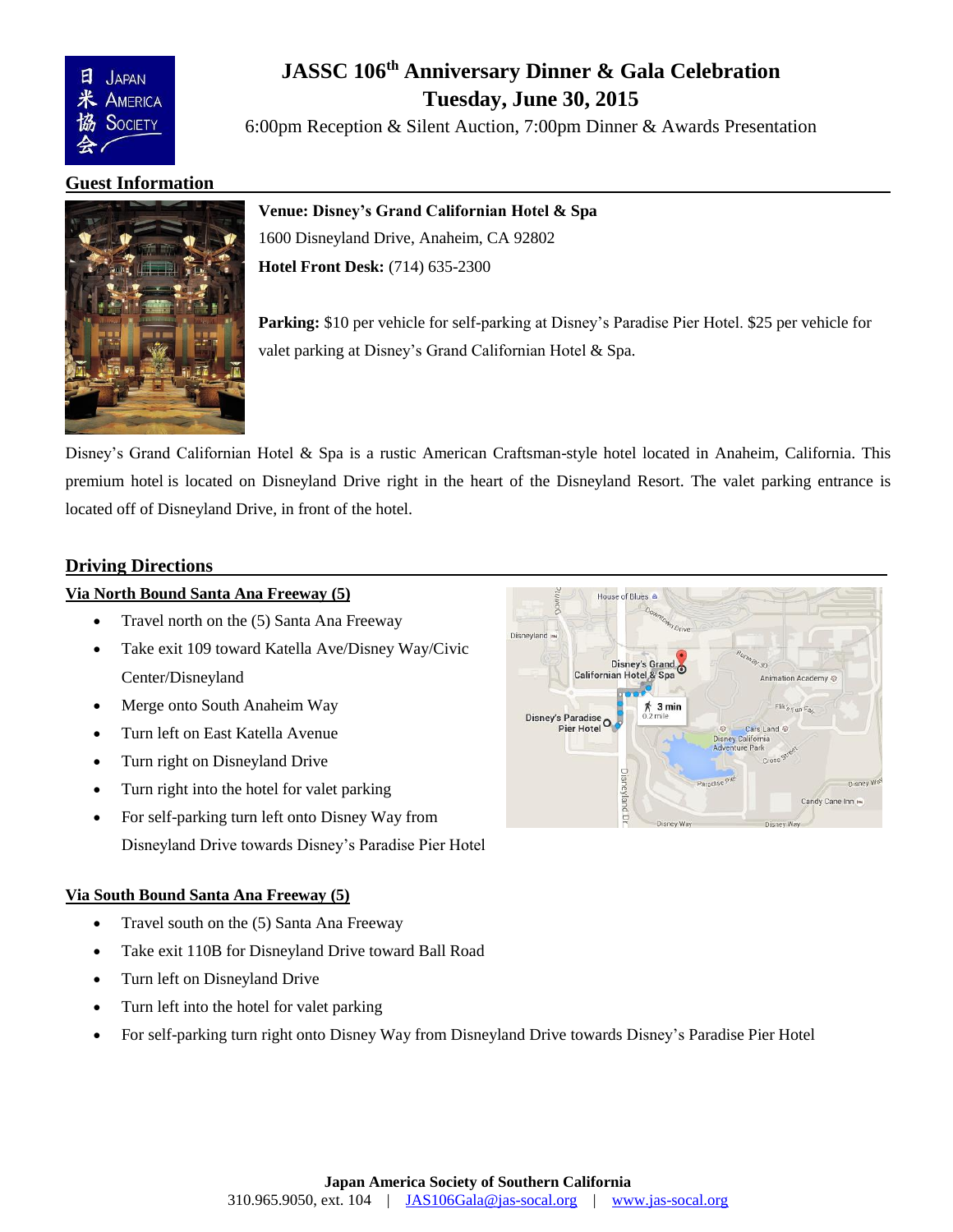日 Japan 米 America 協 Society 会

# JASSC 106th Anniversary Dinner & Gala Celebration

## Tuesday, June 30, 2015

6:00pm Reception & Silent Auction, 7:00pm Dinner & Awards Presentation

## Guest Information

**Venue: Disney's Grand Californian Hotel & Spa**
1600 Disneyland Drive, Anaheim, CA 92802
**Hotel Front Desk:** (714) 635-2300

**Parking:** $10 per vehicle for self-parking at Disney's Paradise Pier Hotel. $25 per vehicle for valet parking at Disney's Grand Californian Hotel & Spa.

Disney's Grand Californian Hotel & Spa is a rustic American Craftsman-style hotel located in Anaheim, California. This premium hotel is located on Disneyland Drive right in the heart of the Disneyland Resort. The valet parking entrance is located off of Disneyland Drive, in front of the hotel.

## Driving Directions

**Via North Bound Santa Ana Freeway (5)**

- Travel north on the (5) Santa Ana Freeway
- Take exit 109 toward Katella Ave/Disney Way/Civic Center/Disneyland
- Merge onto South Anaheim Way
- Turn left on East Katella Avenue
- Turn right on Disneyland Drive
- Turn right into the hotel for valet parking
- For self-parking turn left onto Disney Way from Disneyland Drive towards Disney's Paradise Pier Hotel

House of Blues
Downtown Drive
Disneyland
Disney's Grand Californian Hotel & Spa
Animation Academy
3 min
0.2 mile
Disney's Paradise Pier Hotel
Flik's Fun Fair
Cars Land
Disney California Adventure Park
Cross Street
Paradise Pier
Disneyland Dr
Disney Way
Candy Cane Inn

**Via South Bound Santa Ana Freeway (5)**

- Travel south on the (5) Santa Ana Freeway
- Take exit 110B for Disneyland Drive toward Ball Road
- Turn left on Disneyland Drive
- Turn left into the hotel for valet parking
- For self-parking turn right onto Disney Way from Disneyland Drive towards Disney's Paradise Pier Hotel

**Japan America Society of Southern California**
310.965.9050, ext. 104 | JAS106Gala@jas-socal.org | www.jas-socal.org